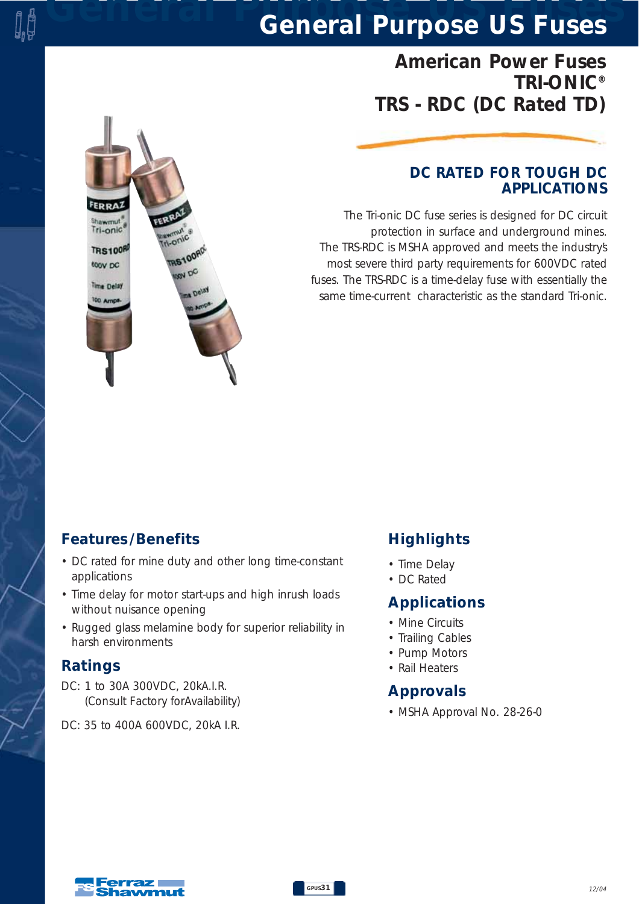# General Purpose US Fuses

## American Power Fuses
## TRI-ONIC®
## TRS - RDC (DC Rated TD)

### DC RATED FOR TOUGH DC APPLICATIONS

The Tri-onic DC fuse series is designed for DC circuit protection in surface and underground mines. The TRS-RDC is MSHA approved and meets the industry's most severe third party requirements for 600VDC rated fuses. The TRS-RDC is a time-delay fuse with essentially the same time-current characteristic as the standard Tri-onic.

### Features/Benefits

- DC rated for mine duty and other long time-constant applications
- Time delay for motor start-ups and high inrush loads without nuisance opening
- Rugged glass melamine body for superior reliability in harsh environments

### Ratings

DC: 1 to 30A 300VDC, 20kA.I.R.
(Consult Factory forAvailability)

DC: 35 to 400A 600VDC, 20kA I.R.

### Highlights

- Time Delay
- DC Rated

### Applications

- Mine Circuits
- Trailing Cables
- Pump Motors
- Rail Heaters

### Approvals

- MSHA Approval No. 28-26-0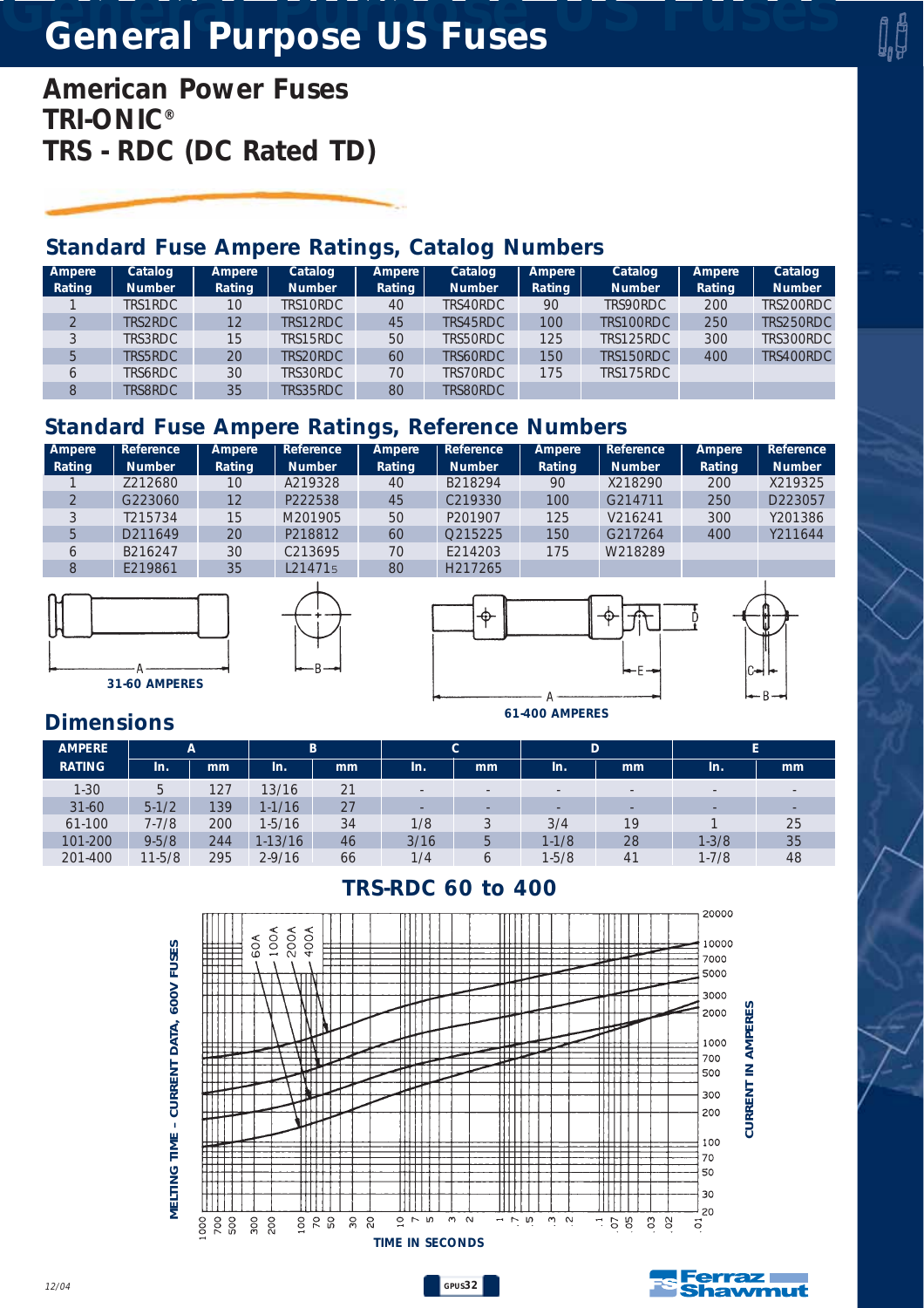# General Purpose US Fuses

## American Power Fuses
## TRI-ONIC®
## TRS - RDC (DC Rated TD)

## Standard Fuse Ampere Ratings, Catalog Numbers

| Ampere Rating | Catalog Number | Ampere Rating | Catalog Number | Ampere Rating | Catalog Number | Ampere Rating | Catalog Number | Ampere Rating | Catalog Number |
|---|---|---|---|---|---|---|---|---|---|
| 1 | TRS1RDC | 10 | TRS10RDC | 40 | TRS40RDC | 90 | TRS90RDC | 200 | TRS200RDC |
| 2 | TRS2RDC | 12 | TRS12RDC | 45 | TRS45RDC | 100 | TRS100RDC | 250 | TRS250RDC |
| 3 | TRS3RDC | 15 | TRS15RDC | 50 | TRS50RDC | 125 | TRS125RDC | 300 | TRS300RDC |
| 5 | TRS5RDC | 20 | TRS20RDC | 60 | TRS60RDC | 150 | TRS150RDC | 400 | TRS400RDC |
| 6 | TRS6RDC | 30 | TRS30RDC | 70 | TRS70RDC | 175 | TRS175RDC | | |
| 8 | TRS8RDC | 35 | TRS35RDC | 80 | TRS80RDC | | | | |

## Standard Fuse Ampere Ratings, Reference Numbers

| Ampere Rating | Reference Number | Ampere Rating | Reference Number | Ampere Rating | Reference Number | Ampere Rating | Reference Number | Ampere Rating | Reference Number |
|---|---|---|---|---|---|---|---|---|---|
| 1 | Z212680 | 10 | A219328 | 40 | B218294 | 90 | X218290 | 200 | X219325 |
| 2 | G223060 | 12 | P222538 | 45 | C219330 | 100 | G214711 | 250 | D223057 |
| 3 | T215734 | 15 | M201905 | 50 | P201907 | 125 | V216241 | 300 | Y201386 |
| 5 | D211649 | 20 | P218812 | 60 | Q215225 | 150 | G217264 | 400 | Y211644 |
| 6 | B216247 | 30 | C213695 | 70 | E214203 | 175 | W218289 | | |
| 8 | E219861 | 35 | L214715 | 80 | H217265 | | | | |

A B

31-60 AMPERES

D E A C B

61-400 AMPERES

## Dimensions

| AMPERE RATING | A | | B | | C | | D | | E | |
|---|---|---|---|---|---|---|---|---|---|---|
| | In. | mm | In. | mm | In. | mm | In. | mm | In. | mm |
| 1-30 | 5 | 127 | 13/16 | 21 | - | - | - | - | - | - |
| 31-60 | 5-1/2 | 139 | 1-1/16 | 27 | - | - | - | - | - | - |
| 61-100 | 7-7/8 | 200 | 1-5/16 | 34 | 1/8 | 3 | 3/4 | 19 | 1 | 25 |
| 101-200 | 9-5/8 | 244 | 1-13/16 | 46 | 3/16 | 5 | 1-1/8 | 28 | 1-3/8 | 35 |
| 201-400 | 11-5/8 | 295 | 2-9/16 | 66 | 1/4 | 6 | 1-5/8 | 41 | 1-7/8 | 48 |

## TRS-RDC 60 to 400

60A 100A 200A 400A

MELTING TIME – CURRENT DATA, 600V FUSES

CURRENT IN AMPERES

20000 10000 7000 5000 3000 2000 1000 700 500 300 200 100 70 50 30 20

1000 700 500 300 200 100 70 50 30 20 10 7 5 3 2 1 .7 .5 .3 .2 .1 .07 .05 .03 .02 .01

TIME IN SECONDS

12/04